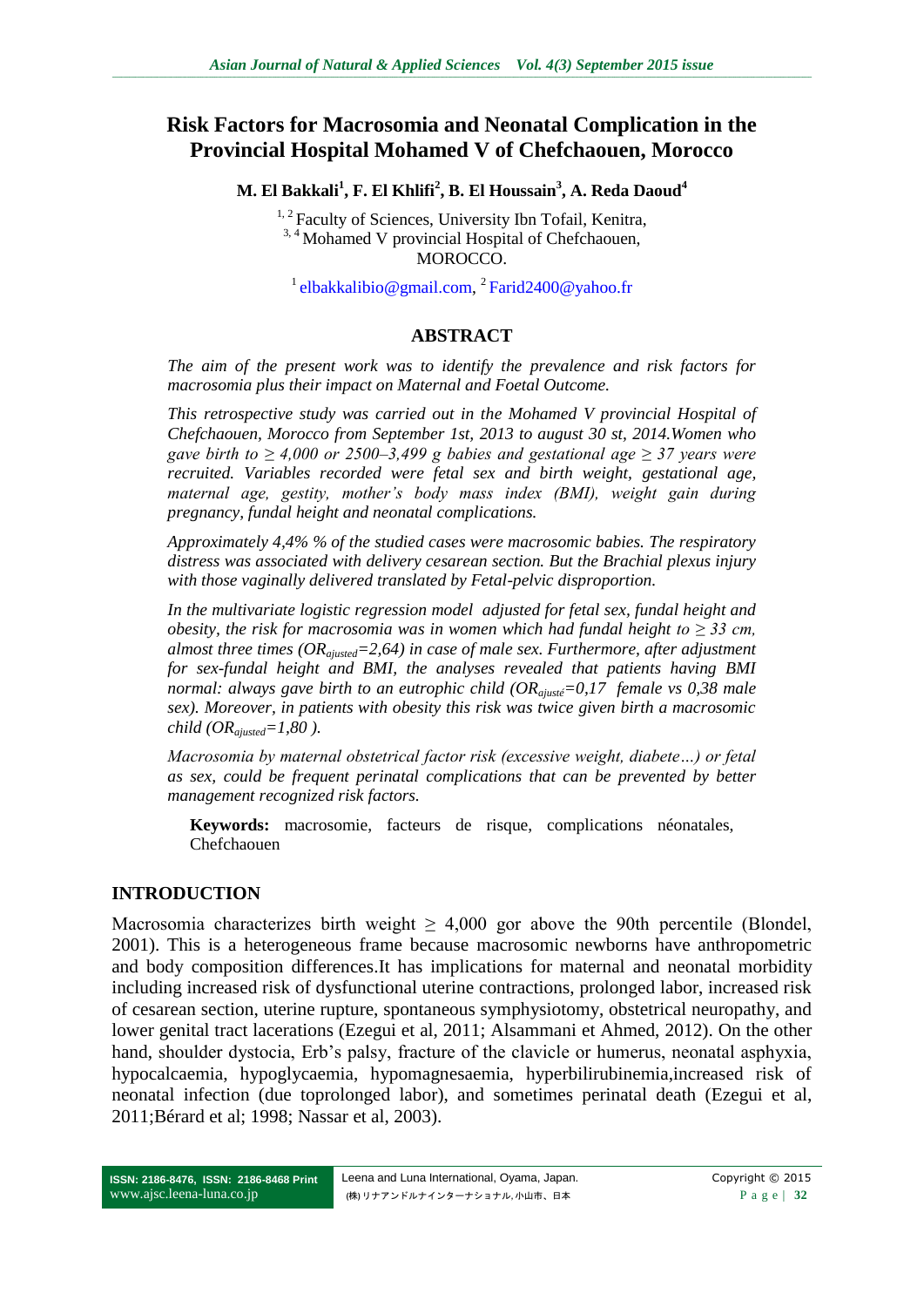# Risk Factors for Macrosomia and Neonatal Complication in the Provincial Hospital Mohamed V of Chefchaouen, Morocco

**M. El Bakkali[1], F. El Khlifi[2], B. El Houssain[3], A. Reda Daoud[4]**

[1, 2] Faculty of Sciences, University Ibn Tofail, Kenitra,
[3, 4] Mohamed V provincial Hospital of Chefchaouen,
MOROCCO.

[1] elbakkalibio@gmail.com, [2] Farid2400@yahoo.fr

## ABSTRACT

*The aim of the present work was to identify the prevalence and risk factors for macrosomia plus their impact on Maternal and Foetal Outcome.*

*This retrospective study was carried out in the Mohamed V provincial Hospital of Chefchaouen, Morocco from September 1st, 2013 to august 30 st, 2014.Women who gave birth to ≥ 4,000 or 2500–3,499 g babies and gestational age ≥ 37 years were recruited. Variables recorded were fetal sex and birth weight, gestational age, maternal age, gestity, mother's body mass index (BMI), weight gain during pregnancy, fundal height and neonatal complications.*

*Approximately 4,4% % of the studied cases were macrosomic babies. The respiratory distress was associated with delivery cesarean section. But the Brachial plexus injury with those vaginally delivered translated by Fetal-pelvic disproportion.*

*In the multivariate logistic regression model adjusted for fetal sex, fundal height and obesity, the risk for macrosomia was in women which had fundal height to ≥ 33 cm, almost three times ($OR_{ajusted}$=2,64) in case of male sex. Furthermore, after adjustment for sex-fundal height and BMI, the analyses revealed that patients having BMI normal: always gave birth to an eutrophic child ($OR_{ajusté}$=0,17 female vs 0,38 male sex). Moreover, in patients with obesity this risk was twice given birth a macrosomic child ($OR_{ajusted}$=1,80 ).*

*Macrosomia by maternal obstetrical factor risk (excessive weight, diabete…) or fetal as sex, could be frequent perinatal complications that can be prevented by better management recognized risk factors.*

**Keywords:** macrosomie, facteurs de risque, complications néonatales, Chefchaouen

## INTRODUCTION

Macrosomia characterizes birth weight ≥ 4,000 gor above the 90th percentile (Blondel, 2001). This is a heterogeneous frame because macrosomic newborns have anthropometric and body composition differences.It has implications for maternal and neonatal morbidity including increased risk of dysfunctional uterine contractions, prolonged labor, increased risk of cesarean section, uterine rupture, spontaneous symphysiotomy, obstetrical neuropathy, and lower genital tract lacerations (Ezegui et al, 2011; Alsammani et Ahmed, 2012). On the other hand, shoulder dystocia, Erb's palsy, fracture of the clavicle or humerus, neonatal asphyxia, hypocalcaemia, hypoglycaemia, hypomagnesaemia, hyperbilirubinemia,increased risk of neonatal infection (due toprolonged labor), and sometimes perinatal death (Ezegui et al, 2011;Bérard et al; 1998; Nassar et al, 2003).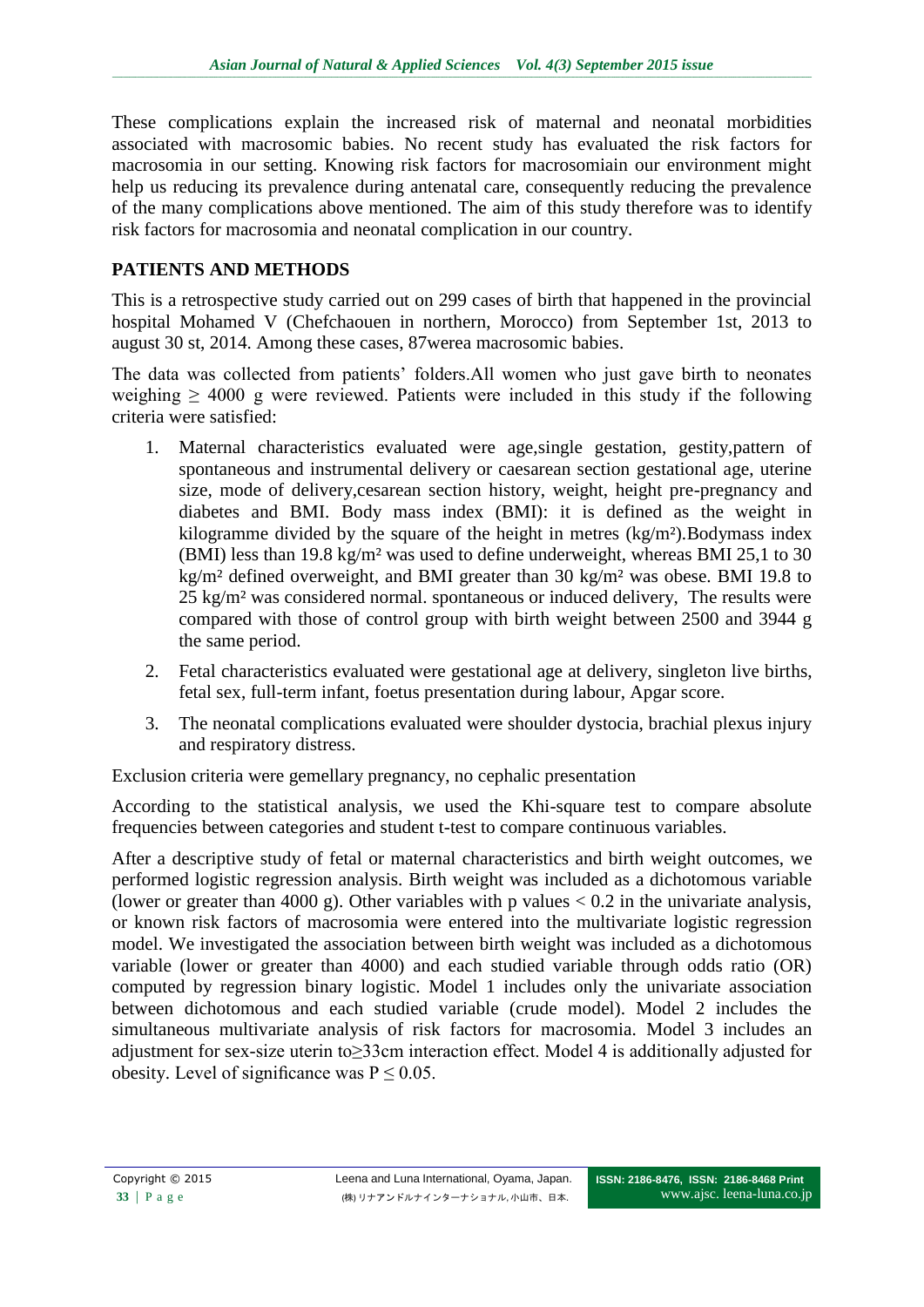These complications explain the increased risk of maternal and neonatal morbidities associated with macrosomic babies. No recent study has evaluated the risk factors for macrosomia in our setting. Knowing risk factors for macrosomiain our environment might help us reducing its prevalence during antenatal care, consequently reducing the prevalence of the many complications above mentioned. The aim of this study therefore was to identify risk factors for macrosomia and neonatal complication in our country.

## PATIENTS AND METHODS

This is a retrospective study carried out on 299 cases of birth that happened in the provincial hospital Mohamed V (Chefchaouen in northern, Morocco) from September 1st, 2013 to august 30 st, 2014. Among these cases, 87werea macrosomic babies.

The data was collected from patients' folders.All women who just gave birth to neonates weighing $\geq$ 4000 g were reviewed. Patients were included in this study if the following criteria were satisfied:

1. Maternal characteristics evaluated were age,single gestation, gestity,pattern of spontaneous and instrumental delivery or caesarean section gestational age, uterine size, mode of delivery,cesarean section history, weight, height pre-pregnancy and diabetes and BMI. Body mass index (BMI): it is defined as the weight in kilogramme divided by the square of the height in metres (kg/m²).Bodymass index (BMI) less than 19.8 kg/m² was used to define underweight, whereas BMI 25,1 to 30 kg/m² defined overweight, and BMI greater than 30 kg/m² was obese. BMI 19.8 to 25 kg/m² was considered normal. spontaneous or induced delivery, The results were compared with those of control group with birth weight between 2500 and 3944 g the same period.
2. Fetal characteristics evaluated were gestational age at delivery, singleton live births, fetal sex, full-term infant, foetus presentation during labour, Apgar score.
3. The neonatal complications evaluated were shoulder dystocia, brachial plexus injury and respiratory distress.

Exclusion criteria were gemellary pregnancy, no cephalic presentation

According to the statistical analysis, we used the Khi-square test to compare absolute frequencies between categories and student t-test to compare continuous variables.

After a descriptive study of fetal or maternal characteristics and birth weight outcomes, we performed logistic regression analysis. Birth weight was included as a dichotomous variable (lower or greater than 4000 g). Other variables with p values $< 0.2$ in the univariate analysis, or known risk factors of macrosomia were entered into the multivariate logistic regression model. We investigated the association between birth weight was included as a dichotomous variable (lower or greater than 4000) and each studied variable through odds ratio (OR) computed by regression binary logistic. Model 1 includes only the univariate association between dichotomous and each studied variable (crude model). Model 2 includes the simultaneous multivariate analysis of risk factors for macrosomia. Model 3 includes an adjustment for sex-size uterin to≥33cm interaction effect. Model 4 is additionally adjusted for obesity. Level of significance was $P \leq 0.05$.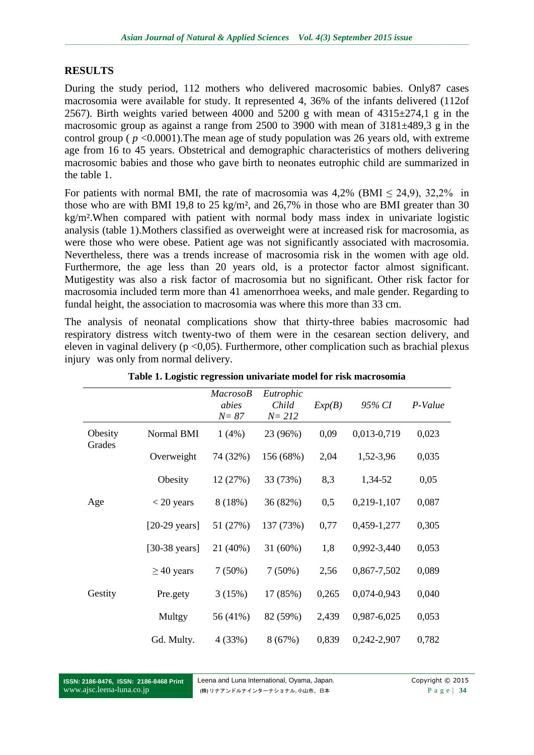## RESULTS

During the study period, 112 mothers who delivered macrosomic babies. Only87 cases macrosomia were available for study. It represented 4, 36% of the infants delivered (112of 2567). Birth weights varied between 4000 and 5200 g with mean of 4315±274,1 g in the macrosomic group as against a range from 2500 to 3900 with mean of 3181±489,3 g in the control group ( $p$ <0.0001).The mean age of study population was 26 years old, with extreme age from 16 to 45 years. Obstetrical and demographic characteristics of mothers delivering macrosomic babies and those who gave birth to neonates eutrophic child are summarized in the table 1.

For patients with normal BMI, the rate of macrosomia was 4,2% (BMI ≤ 24,9), 32,2% in those who are with BMI 19,8 to 25 kg/m², and 26,7% in those who are BMI greater than 30 kg/m².When compared with patient with normal body mass index in univariate logistic analysis (table 1).Mothers classified as overweight were at increased risk for macrosomia, as were those who were obese. Patient age was not significantly associated with macrosomia. Nevertheless, there was a trends increase of macrosomia risk in the women with age old. Furthermore, the age less than 20 years old, is a protector factor almost significant. Mutigestity was also a risk factor of macrosomia but no significant. Other risk factor for macrosomia included term more than 41 amenorrhoea weeks, and male gender. Regarding to fundal height, the association to macrosomia was where this more than 33 cm.

The analysis of neonatal complications show that thirty-three babies macrosomic had respiratory distress witch twenty-two of them were in the cesarean section delivery, and eleven in vaginal delivery (p <0,05). Furthermore, other complication such as brachial plexus injury was only from normal delivery.

**Table 1. Logistic regression univariate model for risk macrosomia**

| | | *MacrosoBabies N= 87* | *Eutrophic Child N= 212* | *Exp(B)* | *95% CI* | *P-Value* |
|---|---|---|---|---|---|---|
| Obesity Grades | Normal BMI | 1 (4%) | 23 (96%) | 0,09 | 0,013-0,719 | 0,023 |
| | Overweight | 74 (32%) | 156 (68%) | 2,04 | 1,52-3,96 | 0,035 |
| | Obesity | 12 (27%) | 33 (73%) | 8,3 | 1,34-52 | 0,05 |
| Age | < 20 years | 8 (18%) | 36 (82%) | 0,5 | 0,219-1,107 | 0,087 |
| | [20-29 years] | 51 (27%) | 137 (73%) | 0,77 | 0,459-1,277 | 0,305 |
| | [30-38 years] | 21 (40%) | 31 (60%) | 1,8 | 0,992-3,440 | 0,053 |
| | ≥ 40 years | 7 (50%) | 7 (50%) | 2,56 | 0,867-7,502 | 0,089 |
| Gestity | Pre.gety | 3 (15%) | 17 (85%) | 0,265 | 0,074-0,943 | 0,040 |
| | Multgy | 56 (41%) | 82 (59%) | 2,439 | 0,987-6,025 | 0,053 |
| | Gd. Multy. | 4 (33%) | 8 (67%) | 0,839 | 0,242-2,907 | 0,782 |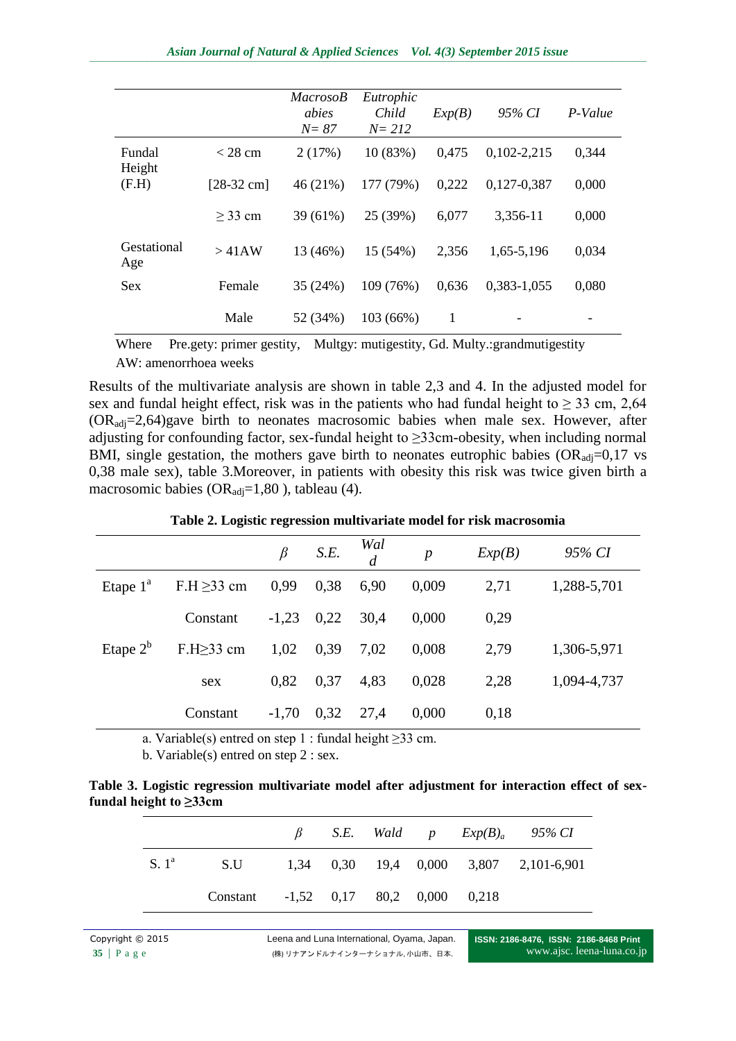| | | *MacrosoBabies N= 87* | *Eutrophic Child N= 212* | *Exp(B)* | *95% CI* | *P-Value* |
|---|---|---|---|---|---|---|
| Fundal Height (F.H) | < 28 cm | 2 (17%) | 10 (83%) | 0,475 | 0,102-2,215 | 0,344 |
| | [28-32 cm] | 46 (21%) | 177 (79%) | 0,222 | 0,127-0,387 | 0,000 |
| | ≥ 33 cm | 39 (61%) | 25 (39%) | 6,077 | 3,356-11 | 0,000 |
| Gestational Age | > 41AW | 13 (46%) | 15 (54%) | 2,356 | 1,65-5,196 | 0,034 |
| Sex | Female | 35 (24%) | 109 (76%) | 0,636 | 0,383-1,055 | 0,080 |
| | Male | 52 (34%) | 103 (66%) | 1 | - | - |

Where Pre.gety: primer gestity, Multgy: mutigestity, Gd. Multy.:grandmutigestity

AW: amenorrhoea weeks

Results of the multivariate analysis are shown in table 2,3 and 4. In the adjusted model for sex and fundal height effect, risk was in the patients who had fundal height to ≥ 33 cm, 2,64 ($OR_{adj}$=2,64)gave birth to neonates macrosomic babies when male sex. However, after adjusting for confounding factor, sex-fundal height to ≥33cm-obesity, when including normal BMI, single gestation, the mothers gave birth to neonates eutrophic babies ($OR_{adj}$=0,17 vs 0,38 male sex), table 3.Moreover, in patients with obesity this risk was twice given birth a macrosomic babies ($OR_{adj}$=1,80 ), tableau (4).

**Table 2. Logistic regression multivariate model for risk macrosomia**

| | | *β* | *S.E.* | *Wald* | *p* | *Exp(B)* | *95% CI* |
|---|---|---|---|---|---|---|---|
| Etape 1[a] | F.H ≥33 cm | 0,99 | 0,38 | 6,90 | 0,009 | 2,71 | 1,288-5,701 |
| | Constant | -1,23 | 0,22 | 30,4 | 0,000 | 0,29 | |
| Etape 2[b] | F.H≥33 cm | 1,02 | 0,39 | 7,02 | 0,008 | 2,79 | 1,306-5,971 |
| | sex | 0,82 | 0,37 | 4,83 | 0,028 | 2,28 | 1,094-4,737 |
| | Constant | -1,70 | 0,32 | 27,4 | 0,000 | 0,18 | |

a. Variable(s) entred on step 1 : fundal height ≥33 cm.

b. Variable(s) entred on step 2 : sex.

**Table 3. Logistic regression multivariate model after adjustment for interaction effect of sex-fundal height to ≥33cm**

| | | *β* | *S.E.* | *Wald* | *p* | *$Exp(B)_a$* | *95% CI* |
|---|---|---|---|---|---|---|---|
| S. 1[a] | S.U | 1,34 | 0,30 | 19,4 | 0,000 | 3,807 | 2,101-6,901 |
| | Constant | -1,52 | 0,17 | 80,2 | 0,000 | 0,218 | |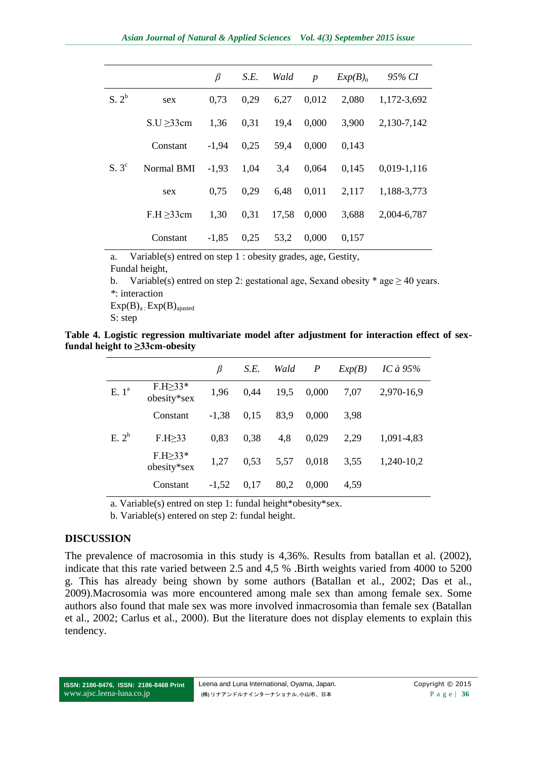| | | β | S.E. | Wald | p | $Exp(B)_a$ | 95% CI |
|---|---|---|---|---|---|---|---|
| S. 2[b] | sex | 0,73 | 0,29 | 6,27 | 0,012 | 2,080 | 1,172-3,692 |
| | S.U ≥33cm | 1,36 | 0,31 | 19,4 | 0,000 | 3,900 | 2,130-7,142 |
| | Constant | -1,94 | 0,25 | 59,4 | 0,000 | 0,143 | |
| S. 3[c] | Normal BMI | -1,93 | 1,04 | 3,4 | 0,064 | 0,145 | 0,019-1,116 |
| | sex | 0,75 | 0,29 | 6,48 | 0,011 | 2,117 | 1,188-3,773 |
| | F.H ≥33cm | 1,30 | 0,31 | 17,58 | 0,000 | 3,688 | 2,004-6,787 |
| | Constant | -1,85 | 0,25 | 53,2 | 0,000 | 0,157 | |

a. Variable(s) entred on step 1 : obesity grades, age, Gestity, Fundal height,

b. Variable(s) entred on step 2: gestational age, Sexand obesity * age ≥ 40 years.

*: interaction

$Exp(B)_a$ : $Exp(B)_{ajusted}$

S: step

**Table 4. Logistic regression multivariate model after adjustment for interaction effect of sex-fundal height to ≥33cm-obesity**

| | | β | S.E. | Wald | P | Exp(B) | IC à 95% |
|---|---|---|---|---|---|---|---|
| E. 1[a] | F.H≥33* obesity*sex | 1,96 | 0,44 | 19,5 | 0,000 | 7,07 | 2,970-16,9 |
| | Constant | -1,38 | 0,15 | 83,9 | 0,000 | 3,98 | |
| E. 2[b] | F.H≥33 | 0,83 | 0,38 | 4,8 | 0,029 | 2,29 | 1,091-4,83 |
| | F.H≥33* obesity*sex | 1,27 | 0,53 | 5,57 | 0,018 | 3,55 | 1,240-10,2 |
| | Constant | -1,52 | 0,17 | 80,2 | 0,000 | 4,59 | |

a. Variable(s) entred on step 1: fundal height*obesity*sex.

b. Variable(s) entered on step 2: fundal height.

## DISCUSSION

The prevalence of macrosomia in this study is 4,36%. Results from batallan et al. (2002), indicate that this rate varied between 2.5 and 4,5 % .Birth weights varied from 4000 to 5200 g. This has already being shown by some authors (Batallan et al., 2002; Das et al., 2009).Macrosomia was more encountered among male sex than among female sex. Some authors also found that male sex was more involved inmacrosomia than female sex (Batallan et al., 2002; Carlus et al., 2000). But the literature does not display elements to explain this tendency.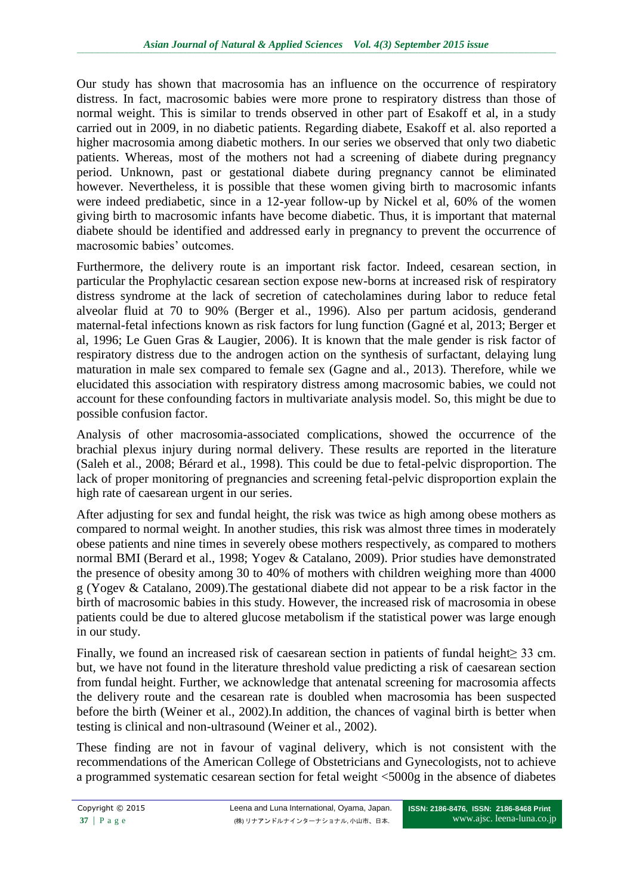Our study has shown that macrosomia has an influence on the occurrence of respiratory distress. In fact, macrosomic babies were more prone to respiratory distress than those of normal weight. This is similar to trends observed in other part of Esakoff et al, in a study carried out in 2009, in no diabetic patients. Regarding diabete, Esakoff et al. also reported a higher macrosomia among diabetic mothers. In our series we observed that only two diabetic patients. Whereas, most of the mothers not had a screening of diabete during pregnancy period. Unknown, past or gestational diabete during pregnancy cannot be eliminated however. Nevertheless, it is possible that these women giving birth to macrosomic infants were indeed prediabetic, since in a 12-year follow-up by Nickel et al, 60% of the women giving birth to macrosomic infants have become diabetic. Thus, it is important that maternal diabete should be identified and addressed early in pregnancy to prevent the occurrence of macrosomic babies' outcomes.

Furthermore, the delivery route is an important risk factor. Indeed, cesarean section, in particular the Prophylactic cesarean section expose new-borns at increased risk of respiratory distress syndrome at the lack of secretion of catecholamines during labor to reduce fetal alveolar fluid at 70 to 90% (Berger et al., 1996). Also per partum acidosis, genderand maternal-fetal infections known as risk factors for lung function (Gagné et al, 2013; Berger et al, 1996; Le Guen Gras & Laugier, 2006). It is known that the male gender is risk factor of respiratory distress due to the androgen action on the synthesis of surfactant, delaying lung maturation in male sex compared to female sex (Gagne and al., 2013). Therefore, while we elucidated this association with respiratory distress among macrosomic babies, we could not account for these confounding factors in multivariate analysis model. So, this might be due to possible confusion factor.

Analysis of other macrosomia-associated complications, showed the occurrence of the brachial plexus injury during normal delivery. These results are reported in the literature (Saleh et al., 2008; Bérard et al., 1998). This could be due to fetal-pelvic disproportion. The lack of proper monitoring of pregnancies and screening fetal-pelvic disproportion explain the high rate of caesarean urgent in our series.

After adjusting for sex and fundal height, the risk was twice as high among obese mothers as compared to normal weight. In another studies, this risk was almost three times in moderately obese patients and nine times in severely obese mothers respectively, as compared to mothers normal BMI (Berard et al., 1998; Yogev & Catalano, 2009). Prior studies have demonstrated the presence of obesity among 30 to 40% of mothers with children weighing more than 4000 g (Yogev & Catalano, 2009).The gestational diabete did not appear to be a risk factor in the birth of macrosomic babies in this study. However, the increased risk of macrosomia in obese patients could be due to altered glucose metabolism if the statistical power was large enough in our study.

Finally, we found an increased risk of caesarean section in patients of fundal height$\geq$ 33 cm. but, we have not found in the literature threshold value predicting a risk of caesarean section from fundal height. Further, we acknowledge that antenatal screening for macrosomia affects the delivery route and the cesarean rate is doubled when macrosomia has been suspected before the birth (Weiner et al., 2002).In addition, the chances of vaginal birth is better when testing is clinical and non-ultrasound (Weiner et al., 2002).

These finding are not in favour of vaginal delivery, which is not consistent with the recommendations of the American College of Obstetricians and Gynecologists, not to achieve a programmed systematic cesarean section for fetal weight <5000g in the absence of diabetes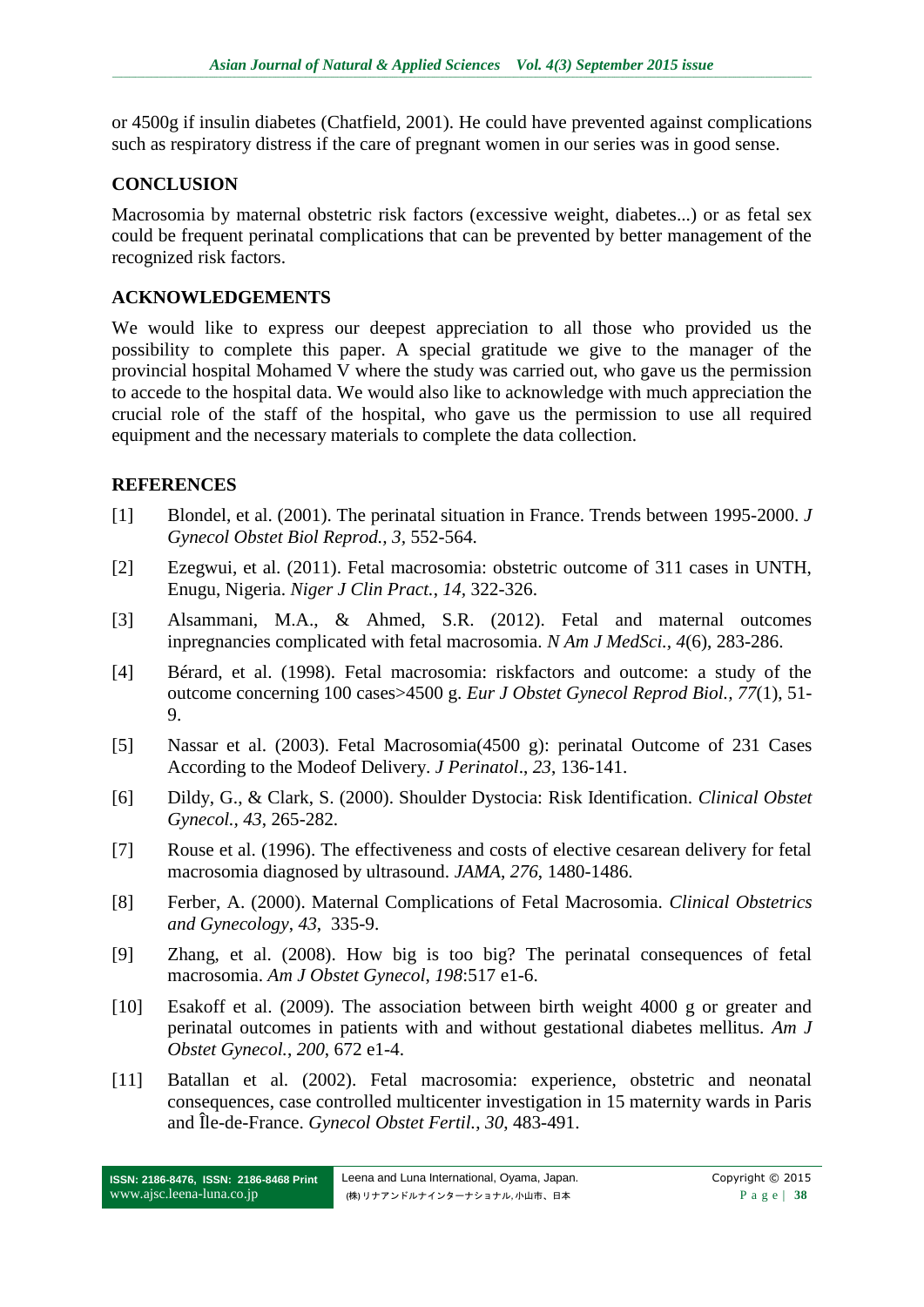or 4500g if insulin diabetes (Chatfield, 2001). He could have prevented against complications such as respiratory distress if the care of pregnant women in our series was in good sense.

## CONCLUSION

Macrosomia by maternal obstetric risk factors (excessive weight, diabetes...) or as fetal sex could be frequent perinatal complications that can be prevented by better management of the recognized risk factors.

## ACKNOWLEDGEMENTS

We would like to express our deepest appreciation to all those who provided us the possibility to complete this paper. A special gratitude we give to the manager of the provincial hospital Mohamed V where the study was carried out, who gave us the permission to accede to the hospital data. We would also like to acknowledge with much appreciation the crucial role of the staff of the hospital, who gave us the permission to use all required equipment and the necessary materials to complete the data collection.

## REFERENCES

[1] Blondel, et al. (2001). The perinatal situation in France. Trends between 1995-2000. *J Gynecol Obstet Biol Reprod.*, *3*, 552-564.

[2] Ezegwui, et al. (2011). Fetal macrosomia: obstetric outcome of 311 cases in UNTH, Enugu, Nigeria. *Niger J Clin Pract.*, *14*, 322-326.

[3] Alsammani, M.A., & Ahmed, S.R. (2012). Fetal and maternal outcomes inpregnancies complicated with fetal macrosomia. *N Am J MedSci.*, *4*(6), 283-286.

[4] Bérard, et al. (1998). Fetal macrosomia: riskfactors and outcome: a study of the outcome concerning 100 cases>4500 g. *Eur J Obstet Gynecol Reprod Biol.*, *77*(1), 51-9.

[5] Nassar et al. (2003). Fetal Macrosomia(4500 g): perinatal Outcome of 231 Cases According to the Modeof Delivery. *J Perinatol.*, *23*, 136-141.

[6] Dildy, G., & Clark, S. (2000). Shoulder Dystocia: Risk Identification. *Clinical Obstet Gynecol.*, *43*, 265-282.

[7] Rouse et al. (1996). The effectiveness and costs of elective cesarean delivery for fetal macrosomia diagnosed by ultrasound. *JAMA*, *276*, 1480-1486.

[8] Ferber, A. (2000). Maternal Complications of Fetal Macrosomia. *Clinical Obstetrics and Gynecology*, *43*, 335-9.

[9] Zhang, et al. (2008). How big is too big? The perinatal consequences of fetal macrosomia. *Am J Obstet Gynecol*, *198*:517 e1-6.

[10] Esakoff et al. (2009). The association between birth weight 4000 g or greater and perinatal outcomes in patients with and without gestational diabetes mellitus. *Am J Obstet Gynecol.*, *200*, 672 e1-4.

[11] Batallan et al. (2002). Fetal macrosomia: experience, obstetric and neonatal consequences, case controlled multicenter investigation in 15 maternity wards in Paris and Île-de-France. *Gynecol Obstet Fertil.*, *30*, 483-491.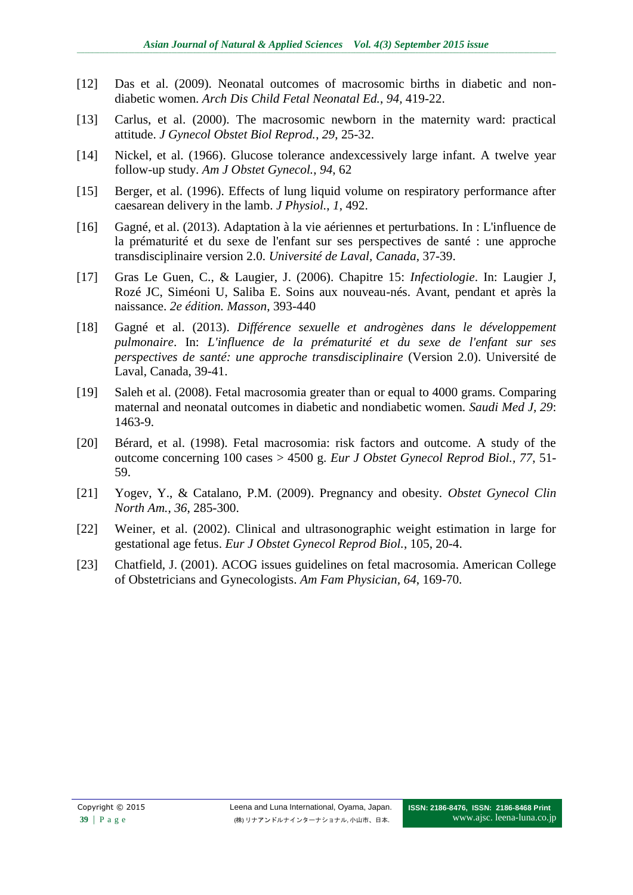[12] Das et al. (2009). Neonatal outcomes of macrosomic births in diabetic and non-diabetic women. *Arch Dis Child Fetal Neonatal Ed.*, *94*, 419-22.

[13] Carlus, et al. (2000). The macrosomic newborn in the maternity ward: practical attitude. *J Gynecol Obstet Biol Reprod.*, *29*, 25-32.

[14] Nickel, et al. (1966). Glucose tolerance andexcessively large infant. A twelve year follow-up study. *Am J Obstet Gynecol.*, *94*, 62

[15] Berger, et al. (1996). Effects of lung liquid volume on respiratory performance after caesarean delivery in the lamb. *J Physiol.*, *1*, 492.

[16] Gagné, et al. (2013). Adaptation à la vie aériennes et perturbations. In : L'influence de la prématurité et du sexe de l'enfant sur ses perspectives de santé : une approche transdisciplinaire version 2.0. *Université de Laval, Canada*, 37-39.

[17] Gras Le Guen, C., & Laugier, J. (2006). Chapitre 15: *Infectiologie*. In: Laugier J, Rozé JC, Siméoni U, Saliba E. Soins aux nouveau-nés. Avant, pendant et après la naissance. *2e édition. Masson*, 393-440

[18] Gagné et al. (2013). *Différence sexuelle et androgènes dans le développement pulmonaire*. In: *L'influence de la prématurité et du sexe de l'enfant sur ses perspectives de santé: une approche transdisciplinaire* (Version 2.0). Université de Laval, Canada, 39-41.

[19] Saleh et al. (2008). Fetal macrosomia greater than or equal to 4000 grams. Comparing maternal and neonatal outcomes in diabetic and nondiabetic women. *Saudi Med J*, *29*: 1463-9.

[20] Bérard, et al. (1998). Fetal macrosomia: risk factors and outcome. A study of the outcome concerning 100 cases > 4500 g. *Eur J Obstet Gynecol Reprod Biol.*, *77*, 51-59.

[21] Yogev, Y., & Catalano, P.M. (2009). Pregnancy and obesity. *Obstet Gynecol Clin North Am.*, *36*, 285-300.

[22] Weiner, et al. (2002). Clinical and ultrasonographic weight estimation in large for gestational age fetus. *Eur J Obstet Gynecol Reprod Biol.*, 105, 20-4.

[23] Chatfield, J. (2001). ACOG issues guidelines on fetal macrosomia. American College of Obstetricians and Gynecologists. *Am Fam Physician*, *64*, 169-70.